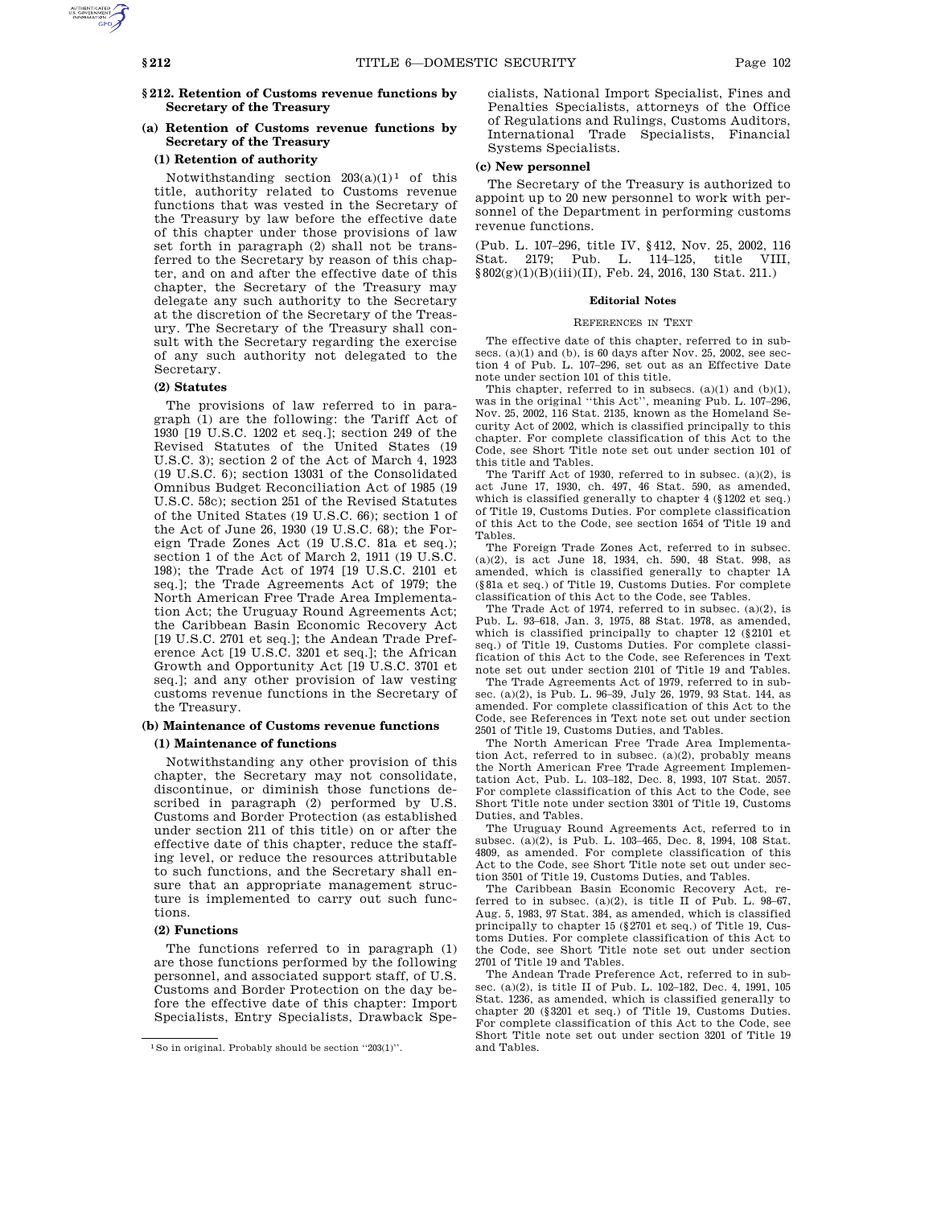## § 212. Retention of Customs revenue functions by Secretary of the Treasury

### (a) Retention of Customs revenue functions by Secretary of the Treasury

#### (1) Retention of authority

Notwithstanding section 203(a)(1)[1] of this title, authority related to Customs revenue functions that was vested in the Secretary of the Treasury by law before the effective date of this chapter under those provisions of law set forth in paragraph (2) shall not be transferred to the Secretary by reason of this chapter, and on and after the effective date of this chapter, the Secretary of the Treasury may delegate any such authority to the Secretary at the discretion of the Secretary of the Treasury. The Secretary of the Treasury shall consult with the Secretary regarding the exercise of any such authority not delegated to the Secretary.

#### (2) Statutes

The provisions of law referred to in paragraph (1) are the following: the Tariff Act of 1930 [19 U.S.C. 1202 et seq.]; section 249 of the Revised Statutes of the United States (19 U.S.C. 3); section 2 of the Act of March 4, 1923 (19 U.S.C. 6); section 13031 of the Consolidated Omnibus Budget Reconciliation Act of 1985 (19 U.S.C. 58c); section 251 of the Revised Statutes of the United States (19 U.S.C. 66); section 1 of the Act of June 26, 1930 (19 U.S.C. 68); the Foreign Trade Zones Act (19 U.S.C. 81a et seq.); section 1 of the Act of March 2, 1911 (19 U.S.C. 198); the Trade Act of 1974 [19 U.S.C. 2101 et seq.]; the Trade Agreements Act of 1979; the North American Free Trade Area Implementation Act; the Uruguay Round Agreements Act; the Caribbean Basin Economic Recovery Act [19 U.S.C. 2701 et seq.]; the Andean Trade Preference Act [19 U.S.C. 3201 et seq.]; the African Growth and Opportunity Act [19 U.S.C. 3701 et seq.]; and any other provision of law vesting customs revenue functions in the Secretary of the Treasury.

### (b) Maintenance of Customs revenue functions

#### (1) Maintenance of functions

Notwithstanding any other provision of this chapter, the Secretary may not consolidate, discontinue, or diminish those functions described in paragraph (2) performed by U.S. Customs and Border Protection (as established under section 211 of this title) on or after the effective date of this chapter, reduce the staffing level, or reduce the resources attributable to such functions, and the Secretary shall ensure that an appropriate management structure is implemented to carry out such functions.

#### (2) Functions

The functions referred to in paragraph (1) are those functions performed by the following personnel, and associated support staff, of U.S. Customs and Border Protection on the day before the effective date of this chapter: Import Specialists, Entry Specialists, Drawback Specialists, National Import Specialist, Fines and Penalties Specialists, attorneys of the Office of Regulations and Rulings, Customs Auditors, International Trade Specialists, Financial Systems Specialists.

### (c) New personnel

The Secretary of the Treasury is authorized to appoint up to 20 new personnel to work with personnel of the Department in performing customs revenue functions.

(Pub. L. 107–296, title IV, § 412, Nov. 25, 2002, 116 Stat. 2179; Pub. L. 114–125, title VIII, § 802(g)(1)(B)(iii)(II), Feb. 24, 2016, 130 Stat. 211.)

[1] So in original. Probably should be section "203(1)".

#### Editorial Notes

##### References in Text

The effective date of this chapter, referred to in subsecs. (a)(1) and (b), is 60 days after Nov. 25, 2002, see section 4 of Pub. L. 107–296, set out as an Effective Date note under section 101 of this title.

This chapter, referred to in subsecs. (a)(1) and (b)(1), was in the original "this Act", meaning Pub. L. 107–296, Nov. 25, 2002, 116 Stat. 2135, known as the Homeland Security Act of 2002, which is classified principally to this chapter. For complete classification of this Act to the Code, see Short Title note set out under section 101 of this title and Tables.

The Tariff Act of 1930, referred to in subsec. (a)(2), is act June 17, 1930, ch. 497, 46 Stat. 590, as amended, which is classified generally to chapter 4 (§ 1202 et seq.) of Title 19, Customs Duties. For complete classification of this Act to the Code, see section 1654 of Title 19 and Tables.

The Foreign Trade Zones Act, referred to in subsec. (a)(2), is act June 18, 1934, ch. 590, 48 Stat. 998, as amended, which is classified generally to chapter 1A (§ 81a et seq.) of Title 19, Customs Duties. For complete classification of this Act to the Code, see Tables.

The Trade Act of 1974, referred to in subsec. (a)(2), is Pub. L. 93–618, Jan. 3, 1975, 88 Stat. 1978, as amended, which is classified principally to chapter 12 (§ 2101 et seq.) of Title 19, Customs Duties. For complete classification of this Act to the Code, see References in Text note set out under section 2101 of Title 19 and Tables.

The Trade Agreements Act of 1979, referred to in subsec. (a)(2), is Pub. L. 96–39, July 26, 1979, 93 Stat. 144, as amended. For complete classification of this Act to the Code, see References in Text note set out under section 2501 of Title 19, Customs Duties, and Tables.

The North American Free Trade Area Implementation Act, referred to in subsec. (a)(2), probably means the North American Free Trade Agreement Implementation Act, Pub. L. 103–182, Dec. 8, 1993, 107 Stat. 2057. For complete classification of this Act to the Code, see Short Title note under section 3301 of Title 19, Customs Duties, and Tables.

The Uruguay Round Agreements Act, referred to in subsec. (a)(2), is Pub. L. 103–465, Dec. 8, 1994, 108 Stat. 4809, as amended. For complete classification of this Act to the Code, see Short Title note set out under section 3501 of Title 19, Customs Duties, and Tables.

The Caribbean Basin Economic Recovery Act, referred to in subsec. (a)(2), is title II of Pub. L. 98–67, Aug. 5, 1983, 97 Stat. 384, as amended, which is classified principally to chapter 15 (§ 2701 et seq.) of Title 19, Customs Duties. For complete classification of this Act to the Code, see Short Title note set out under section 2701 of Title 19 and Tables.

The Andean Trade Preference Act, referred to in subsec. (a)(2), is title II of Pub. L. 102–182, Dec. 4, 1991, 105 Stat. 1236, as amended, which is classified generally to chapter 20 (§ 3201 et seq.) of Title 19, Customs Duties. For complete classification of this Act to the Code, see Short Title note set out under section 3201 of Title 19 and Tables.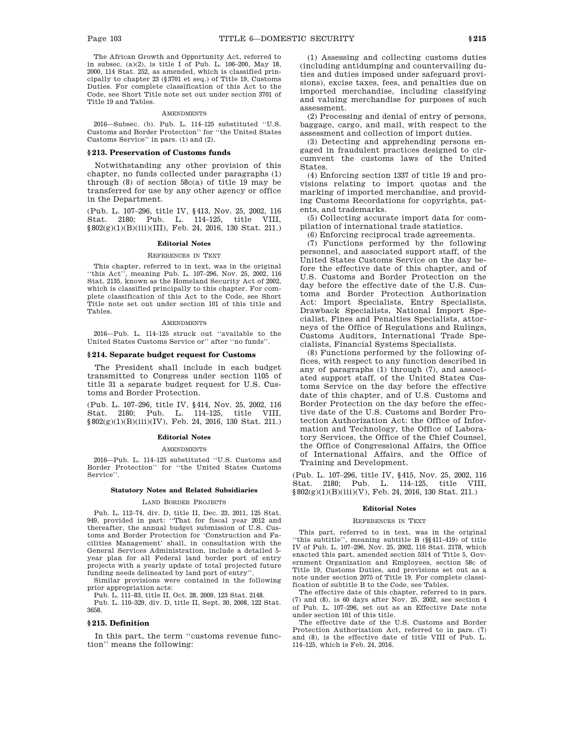The African Growth and Opportunity Act, referred to in subsec. (a)(2), is title I of Pub. L. 106–200, May 18, 2000, 114 Stat. 252, as amended, which is classified principally to chapter 23 (§3701 et seq.) of Title 19, Customs Duties. For complete classification of this Act to the Code, see Short Title note set out under section 3701 of Title 19 and Tables.

AMENDMENTS

2016—Subsec. (b). Pub. L. 114–125 substituted ''U.S. Customs and Border Protection'' for ''the United States Customs Service'' in pars. (1) and (2).

## §213. Preservation of Customs funds

Notwithstanding any other provision of this chapter, no funds collected under paragraphs (1) through (8) of section 58c(a) of title 19 may be transferred for use by any other agency or office in the Department.

(Pub. L. 107–296, title IV, §413, Nov. 25, 2002, 116 Stat. 2180; Pub. L. 114–125, title VIII, §802(g)(1)(B)(iii)(III), Feb. 24, 2016, 130 Stat. 211.)

**Editorial Notes**

REFERENCES IN TEXT

This chapter, referred to in text, was in the original ''this Act'', meaning Pub. L. 107–296, Nov. 25, 2002, 116 Stat. 2135, known as the Homeland Security Act of 2002, which is classified principally to this chapter. For complete classification of this Act to the Code, see Short Title note set out under section 101 of this title and Tables.

AMENDMENTS

2016—Pub. L. 114–125 struck out ''available to the United States Customs Service or'' after ''no funds''.

## §214. Separate budget request for Customs

The President shall include in each budget transmitted to Congress under section 1105 of title 31 a separate budget request for U.S. Customs and Border Protection.

(Pub. L. 107–296, title IV, §414, Nov. 25, 2002, 116 Stat. 2180; Pub. L. 114–125, title VIII, §802(g)(1)(B)(iii)(IV), Feb. 24, 2016, 130 Stat. 211.)

**Editorial Notes**

AMENDMENTS

2016—Pub. L. 114–125 substituted ''U.S. Customs and Border Protection'' for ''the United States Customs Service''.

**Statutory Notes and Related Subsidiaries**

LAND BORDER PROJECTS

Pub. L. 112–74, div. D, title II, Dec. 23, 2011, 125 Stat. 949, provided in part: ''That for fiscal year 2012 and thereafter, the annual budget submission of U.S. Customs and Border Protection for 'Construction and Facilities Management' shall, in consultation with the General Services Administration, include a detailed 5-year plan for all Federal land border port of entry projects with a yearly update of total projected future funding needs delineated by land port of entry''.

Similar provisions were contained in the following prior appropriation acts:

Pub. L. 111–83, title II, Oct. 28, 2009, 123 Stat. 2148.

Pub. L. 110–329, div. D, title II, Sept. 30, 2008, 122 Stat. 3658.

## §215. Definition

In this part, the term ''customs revenue function'' means the following:

(1) Assessing and collecting customs duties (including antidumping and countervailing duties and duties imposed under safeguard provisions), excise taxes, fees, and penalties due on imported merchandise, including classifying and valuing merchandise for purposes of such assessment.

(2) Processing and denial of entry of persons, baggage, cargo, and mail, with respect to the assessment and collection of import duties.

(3) Detecting and apprehending persons engaged in fraudulent practices designed to circumvent the customs laws of the United States.

(4) Enforcing section 1337 of title 19 and provisions relating to import quotas and the marking of imported merchandise, and providing Customs Recordations for copyrights, patents, and trademarks.

(5) Collecting accurate import data for compilation of international trade statistics.

(6) Enforcing reciprocal trade agreements.

(7) Functions performed by the following personnel, and associated support staff, of the United States Customs Service on the day before the effective date of this chapter, and of U.S. Customs and Border Protection on the day before the effective date of the U.S. Customs and Border Protection Authorization Act: Import Specialists, Entry Specialists, Drawback Specialists, National Import Specialist, Fines and Penalties Specialists, attorneys of the Office of Regulations and Rulings, Customs Auditors, International Trade Specialists, Financial Systems Specialists.

(8) Functions performed by the following offices, with respect to any function described in any of paragraphs (1) through (7), and associated support staff, of the United States Customs Service on the day before the effective date of this chapter, and of U.S. Customs and Border Protection on the day before the effective date of the U.S. Customs and Border Protection Authorization Act: the Office of Information and Technology, the Office of Laboratory Services, the Office of the Chief Counsel, the Office of Congressional Affairs, the Office of International Affairs, and the Office of Training and Development.

(Pub. L. 107–296, title IV, §415, Nov. 25, 2002, 116 Stat. 2180; Pub. L. 114–125, title VIII, §802(g)(1)(B)(iii)(V), Feb. 24, 2016, 130 Stat. 211.)

**Editorial Notes**

REFERENCES IN TEXT

This part, referred to in text, was in the original ''this subtitle'', meaning subtitle B (§§411–419) of title IV of Pub. L. 107–296, Nov. 25, 2002, 116 Stat. 2178, which enacted this part, amended section 5314 of Title 5, Government Organization and Employees, section 58c of Title 19, Customs Duties, and provisions set out as a note under section 2075 of Title 19. For complete classification of subtitle B to the Code, see Tables.

The effective date of this chapter, referred to in pars. (7) and (8), is 60 days after Nov. 25, 2002, see section 4 of Pub. L. 107–296, set out as an Effective Date note under section 101 of this title.

The effective date of the U.S. Customs and Border Protection Authorization Act, referred to in pars. (7) and (8), is the effective date of title VIII of Pub. L. 114–125, which is Feb. 24, 2016.